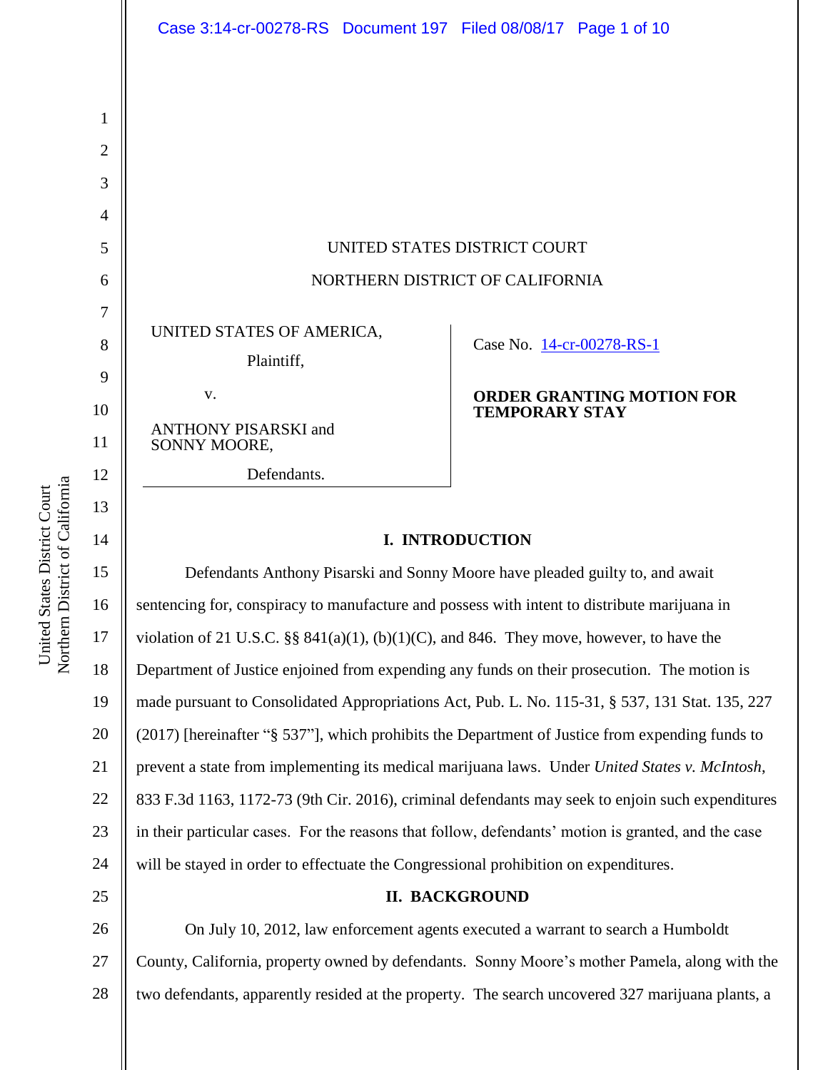UNITED STATES DISTRICT COURT

NORTHERN DISTRICT OF CALIFORNIA

UNITED STATES OF AMERICA,

Plaintiff,

v.

ANTHONY PISARSKI and SONNY MOORE,

Defendants.

Case No. 14-cr-00278-RS-1

**ORDER GRANTING MOTION FOR TEMPORARY STAY**

## I. INTRODUCTION

Defendants Anthony Pisarski and Sonny Moore have pleaded guilty to, and await sentencing for, conspiracy to manufacture and possess with intent to distribute marijuana in violation of 21 U.S.C. §§ 841(a)(1), (b)(1)(C), and 846. They move, however, to have the Department of Justice enjoined from expending any funds on their prosecution. The motion is made pursuant to Consolidated Appropriations Act, Pub. L. No. 115-31, § 537, 131 Stat. 135, 227 (2017) [hereinafter "§ 537"], which prohibits the Department of Justice from expending funds to prevent a state from implementing its medical marijuana laws. Under *United States v. McIntosh*, 833 F.3d 1163, 1172-73 (9th Cir. 2016), criminal defendants may seek to enjoin such expenditures in their particular cases. For the reasons that follow, defendants' motion is granted, and the case will be stayed in order to effectuate the Congressional prohibition on expenditures.

## II. BACKGROUND

On July 10, 2012, law enforcement agents executed a warrant to search a Humboldt County, California, property owned by defendants. Sonny Moore's mother Pamela, along with the two defendants, apparently resided at the property. The search uncovered 327 marijuana plants, a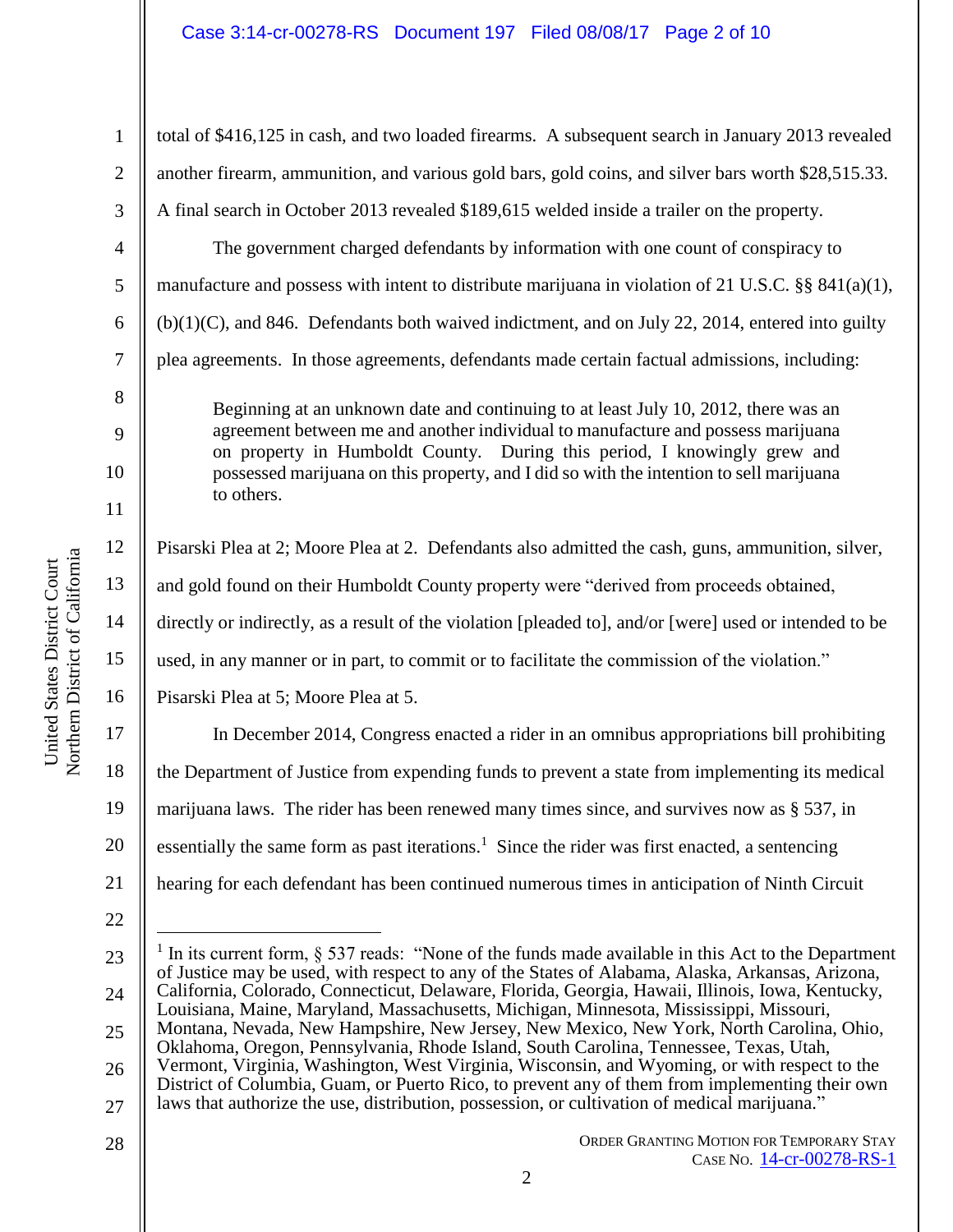total of $416,125 in cash, and two loaded firearms. A subsequent search in January 2013 revealed another firearm, ammunition, and various gold bars, gold coins, and silver bars worth $28,515.33. A final search in October 2013 revealed $189,615 welded inside a trailer on the property.

The government charged defendants by information with one count of conspiracy to manufacture and possess with intent to distribute marijuana in violation of 21 U.S.C. §§ 841(a)(1), (b)(1)(C), and 846. Defendants both waived indictment, and on July 22, 2014, entered into guilty plea agreements. In those agreements, defendants made certain factual admissions, including:

> Beginning at an unknown date and continuing to at least July 10, 2012, there was an agreement between me and another individual to manufacture and possess marijuana on property in Humboldt County. During this period, I knowingly grew and possessed marijuana on this property, and I did so with the intention to sell marijuana to others.

Pisarski Plea at 2; Moore Plea at 2. Defendants also admitted the cash, guns, ammunition, silver, and gold found on their Humboldt County property were "derived from proceeds obtained, directly or indirectly, as a result of the violation [pleaded to], and/or [were] used or intended to be used, in any manner or in part, to commit or to facilitate the commission of the violation." Pisarski Plea at 5; Moore Plea at 5.

In December 2014, Congress enacted a rider in an omnibus appropriations bill prohibiting the Department of Justice from expending funds to prevent a state from implementing its medical marijuana laws. The rider has been renewed many times since, and survives now as § 537, in essentially the same form as past iterations.[1] Since the rider was first enacted, a sentencing hearing for each defendant has been continued numerous times in anticipation of Ninth Circuit

---

[1] In its current form, § 537 reads: "None of the funds made available in this Act to the Department of Justice may be used, with respect to any of the States of Alabama, Alaska, Arkansas, Arizona, California, Colorado, Connecticut, Delaware, Florida, Georgia, Hawaii, Illinois, Iowa, Kentucky, Louisiana, Maine, Maryland, Massachusetts, Michigan, Minnesota, Mississippi, Missouri, Montana, Nevada, New Hampshire, New Jersey, New Mexico, New York, North Carolina, Ohio, Oklahoma, Oregon, Pennsylvania, Rhode Island, South Carolina, Tennessee, Texas, Utah, Vermont, Virginia, Washington, West Virginia, Wisconsin, and Wyoming, or with respect to the District of Columbia, Guam, or Puerto Rico, to prevent any of them from implementing their own laws that authorize the use, distribution, possession, or cultivation of medical marijuana."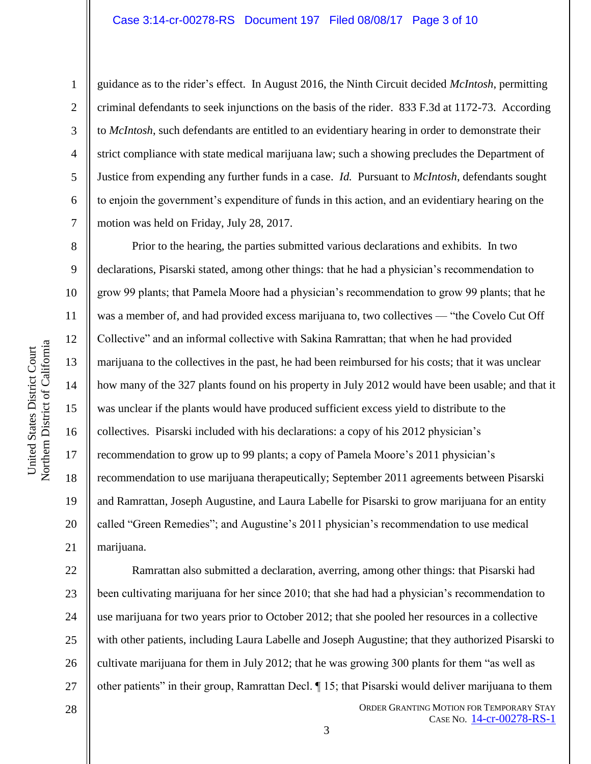guidance as to the rider's effect. In August 2016, the Ninth Circuit decided *McIntosh*, permitting criminal defendants to seek injunctions on the basis of the rider. 833 F.3d at 1172-73. According to *McIntosh*, such defendants are entitled to an evidentiary hearing in order to demonstrate their strict compliance with state medical marijuana law; such a showing precludes the Department of Justice from expending any further funds in a case. *Id.* Pursuant to *McIntosh*, defendants sought to enjoin the government's expenditure of funds in this action, and an evidentiary hearing on the motion was held on Friday, July 28, 2017.

Prior to the hearing, the parties submitted various declarations and exhibits. In two declarations, Pisarski stated, among other things: that he had a physician's recommendation to grow 99 plants; that Pamela Moore had a physician's recommendation to grow 99 plants; that he was a member of, and had provided excess marijuana to, two collectives — "the Covelo Cut Off Collective" and an informal collective with Sakina Ramrattan; that when he had provided marijuana to the collectives in the past, he had been reimbursed for his costs; that it was unclear how many of the 327 plants found on his property in July 2012 would have been usable; and that it was unclear if the plants would have produced sufficient excess yield to distribute to the collectives. Pisarski included with his declarations: a copy of his 2012 physician's recommendation to grow up to 99 plants; a copy of Pamela Moore's 2011 physician's recommendation to use marijuana therapeutically; September 2011 agreements between Pisarski and Ramrattan, Joseph Augustine, and Laura Labelle for Pisarski to grow marijuana for an entity called "Green Remedies"; and Augustine's 2011 physician's recommendation to use medical marijuana.

Ramrattan also submitted a declaration, averring, among other things: that Pisarski had been cultivating marijuana for her since 2010; that she had had a physician's recommendation to use marijuana for two years prior to October 2012; that she pooled her resources in a collective with other patients, including Laura Labelle and Joseph Augustine; that they authorized Pisarski to cultivate marijuana for them in July 2012; that he was growing 300 plants for them "as well as other patients" in their group, Ramrattan Decl. ¶ 15; that Pisarski would deliver marijuana to them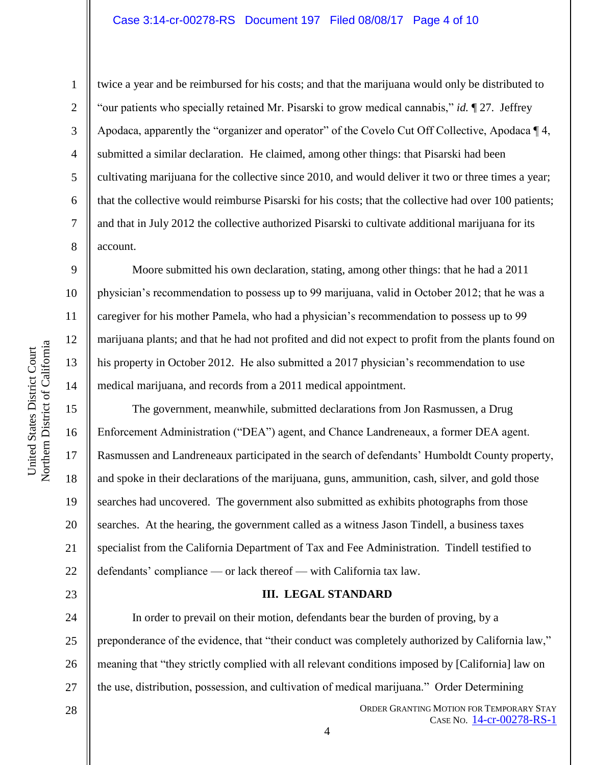twice a year and be reimbursed for his costs; and that the marijuana would only be distributed to "our patients who specially retained Mr. Pisarski to grow medical cannabis," *id.* ¶ 27. Jeffrey Apodaca, apparently the "organizer and operator" of the Covelo Cut Off Collective, Apodaca ¶ 4, submitted a similar declaration. He claimed, among other things: that Pisarski had been cultivating marijuana for the collective since 2010, and would deliver it two or three times a year; that the collective would reimburse Pisarski for his costs; that the collective had over 100 patients; and that in July 2012 the collective authorized Pisarski to cultivate additional marijuana for its account.

Moore submitted his own declaration, stating, among other things: that he had a 2011 physician's recommendation to possess up to 99 marijuana, valid in October 2012; that he was a caregiver for his mother Pamela, who had a physician's recommendation to possess up to 99 marijuana plants; and that he had not profited and did not expect to profit from the plants found on his property in October 2012. He also submitted a 2017 physician's recommendation to use medical marijuana, and records from a 2011 medical appointment.

The government, meanwhile, submitted declarations from Jon Rasmussen, a Drug Enforcement Administration ("DEA") agent, and Chance Landreneaux, a former DEA agent. Rasmussen and Landreneaux participated in the search of defendants' Humboldt County property, and spoke in their declarations of the marijuana, guns, ammunition, cash, silver, and gold those searches had uncovered. The government also submitted as exhibits photographs from those searches. At the hearing, the government called as a witness Jason Tindell, a business taxes specialist from the California Department of Tax and Fee Administration. Tindell testified to defendants' compliance — or lack thereof — with California tax law.

## III. LEGAL STANDARD

In order to prevail on their motion, defendants bear the burden of proving, by a preponderance of the evidence, that "their conduct was completely authorized by California law," meaning that "they strictly complied with all relevant conditions imposed by [California] law on the use, distribution, possession, and cultivation of medical marijuana." Order Determining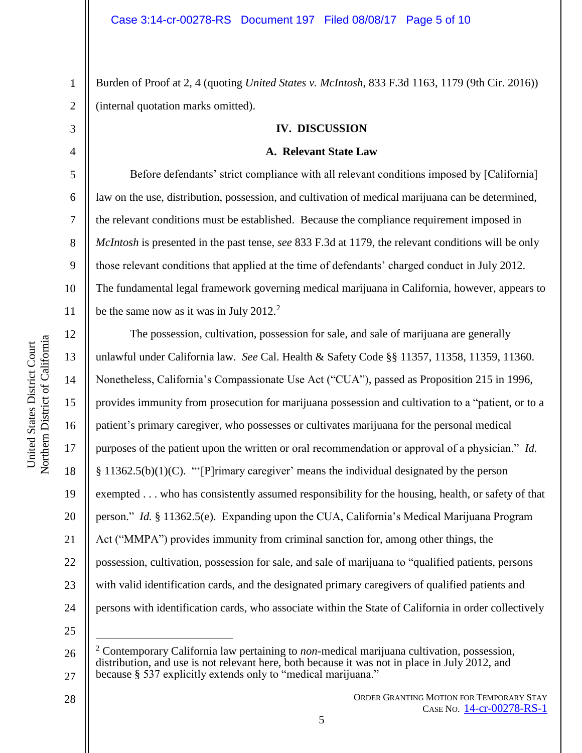Burden of Proof at 2, 4 (quoting *United States v. McIntosh*, 833 F.3d 1163, 1179 (9th Cir. 2016)) (internal quotation marks omitted).

## IV. DISCUSSION

### A. Relevant State Law

Before defendants' strict compliance with all relevant conditions imposed by [California] law on the use, distribution, possession, and cultivation of medical marijuana can be determined, the relevant conditions must be established. Because the compliance requirement imposed in *McIntosh* is presented in the past tense, *see* 833 F.3d at 1179, the relevant conditions will be only those relevant conditions that applied at the time of defendants' charged conduct in July 2012. The fundamental legal framework governing medical marijuana in California, however, appears to be the same now as it was in July 2012.[2]

The possession, cultivation, possession for sale, and sale of marijuana are generally unlawful under California law. *See* Cal. Health & Safety Code §§ 11357, 11358, 11359, 11360. Nonetheless, California's Compassionate Use Act ("CUA"), passed as Proposition 215 in 1996, provides immunity from prosecution for marijuana possession and cultivation to a "patient, or to a patient's primary caregiver, who possesses or cultivates marijuana for the personal medical purposes of the patient upon the written or oral recommendation or approval of a physician." *Id.* § 11362.5(b)(1)(C). "'[P]rimary caregiver' means the individual designated by the person exempted . . . who has consistently assumed responsibility for the housing, health, or safety of that person." *Id.* § 11362.5(e). Expanding upon the CUA, California's Medical Marijuana Program Act ("MMPA") provides immunity from criminal sanction for, among other things, the possession, cultivation, possession for sale, and sale of marijuana to "qualified patients, persons with valid identification cards, and the designated primary caregivers of qualified patients and persons with identification cards, who associate within the State of California in order collectively

---

[2] Contemporary California law pertaining to *non*-medical marijuana cultivation, possession, distribution, and use is not relevant here, both because it was not in place in July 2012, and because § 537 explicitly extends only to "medical marijuana."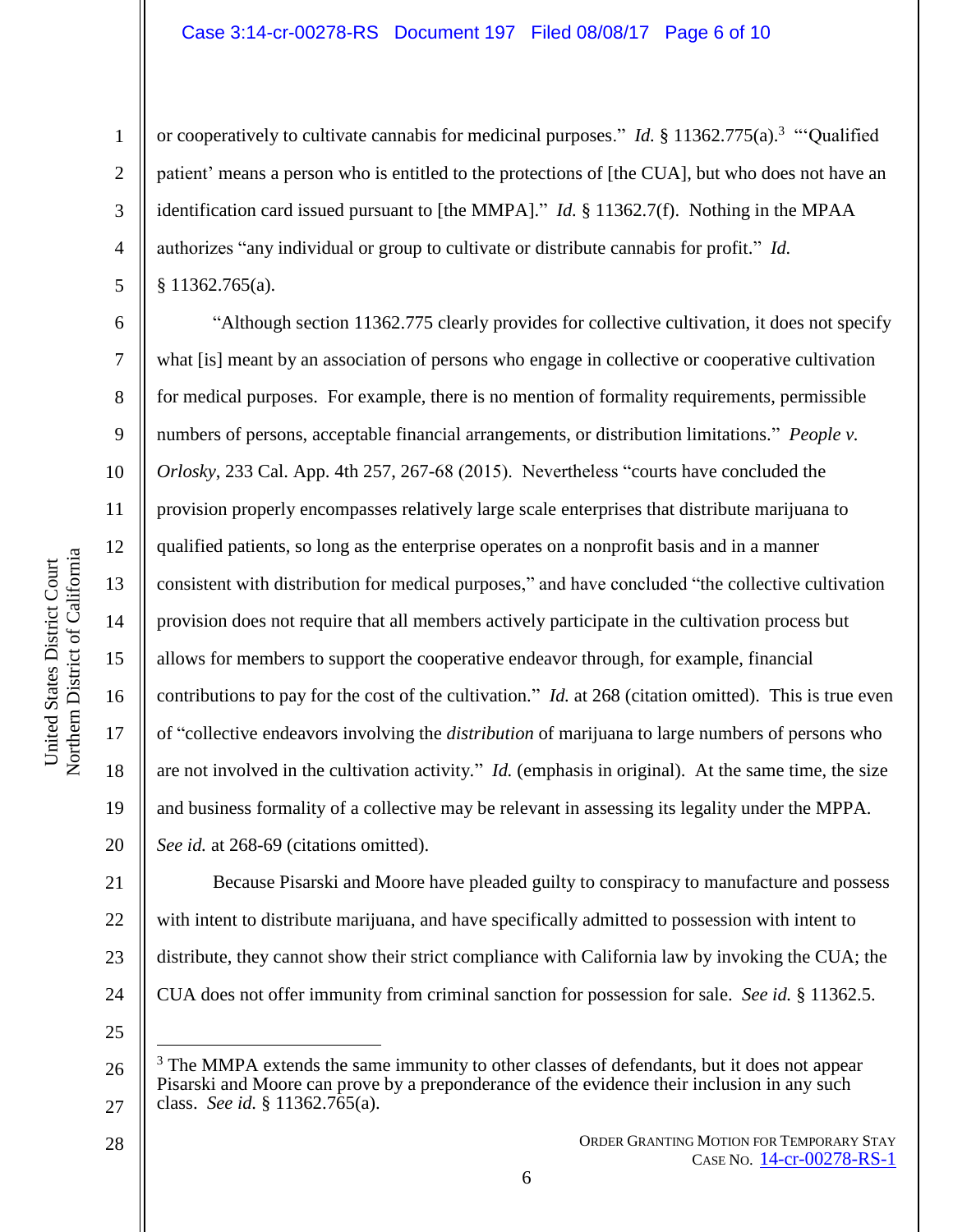or cooperatively to cultivate cannabis for medicinal purposes." *Id.* § 11362.775(a).[3] "'Qualified patient' means a person who is entitled to the protections of [the CUA], but who does not have an identification card issued pursuant to [the MMPA]." *Id.* § 11362.7(f). Nothing in the MPAA authorizes "any individual or group to cultivate or distribute cannabis for profit." *Id.* § 11362.765(a).

"Although section 11362.775 clearly provides for collective cultivation, it does not specify what [is] meant by an association of persons who engage in collective or cooperative cultivation for medical purposes. For example, there is no mention of formality requirements, permissible numbers of persons, acceptable financial arrangements, or distribution limitations." *People v. Orlosky*, 233 Cal. App. 4th 257, 267-68 (2015). Nevertheless "courts have concluded the provision properly encompasses relatively large scale enterprises that distribute marijuana to qualified patients, so long as the enterprise operates on a nonprofit basis and in a manner consistent with distribution for medical purposes," and have concluded "the collective cultivation provision does not require that all members actively participate in the cultivation process but allows for members to support the cooperative endeavor through, for example, financial contributions to pay for the cost of the cultivation." *Id.* at 268 (citation omitted). This is true even of "collective endeavors involving the *distribution* of marijuana to large numbers of persons who are not involved in the cultivation activity." *Id.* (emphasis in original). At the same time, the size and business formality of a collective may be relevant in assessing its legality under the MPPA. *See id.* at 268-69 (citations omitted).

Because Pisarski and Moore have pleaded guilty to conspiracy to manufacture and possess with intent to distribute marijuana, and have specifically admitted to possession with intent to distribute, they cannot show their strict compliance with California law by invoking the CUA; the CUA does not offer immunity from criminal sanction for possession for sale. *See id.* § 11362.5.

---

[3] The MMPA extends the same immunity to other classes of defendants, but it does not appear Pisarski and Moore can prove by a preponderance of the evidence their inclusion in any such class. *See id.* § 11362.765(a).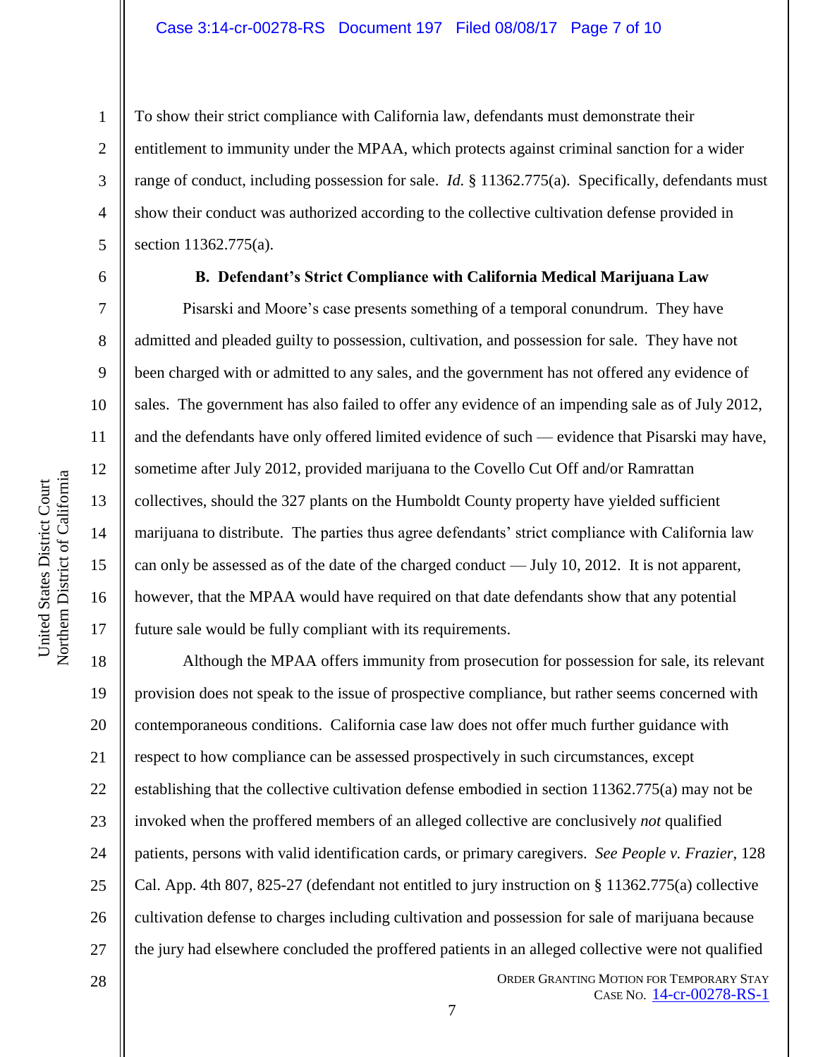To show their strict compliance with California law, defendants must demonstrate their entitlement to immunity under the MPAA, which protects against criminal sanction for a wider range of conduct, including possession for sale. *Id.* § 11362.775(a). Specifically, defendants must show their conduct was authorized according to the collective cultivation defense provided in section 11362.775(a).

**B. Defendant's Strict Compliance with California Medical Marijuana Law**

Pisarski and Moore's case presents something of a temporal conundrum. They have admitted and pleaded guilty to possession, cultivation, and possession for sale. They have not been charged with or admitted to any sales, and the government has not offered any evidence of sales. The government has also failed to offer any evidence of an impending sale as of July 2012, and the defendants have only offered limited evidence of such — evidence that Pisarski may have, sometime after July 2012, provided marijuana to the Covello Cut Off and/or Ramrattan collectives, should the 327 plants on the Humboldt County property have yielded sufficient marijuana to distribute. The parties thus agree defendants' strict compliance with California law can only be assessed as of the date of the charged conduct — July 10, 2012. It is not apparent, however, that the MPAA would have required on that date defendants show that any potential future sale would be fully compliant with its requirements.

Although the MPAA offers immunity from prosecution for possession for sale, its relevant provision does not speak to the issue of prospective compliance, but rather seems concerned with contemporaneous conditions. California case law does not offer much further guidance with respect to how compliance can be assessed prospectively in such circumstances, except establishing that the collective cultivation defense embodied in section 11362.775(a) may not be invoked when the proffered members of an alleged collective are conclusively *not* qualified patients, persons with valid identification cards, or primary caregivers. *See People v. Frazier*, 128 Cal. App. 4th 807, 825-27 (defendant not entitled to jury instruction on § 11362.775(a) collective cultivation defense to charges including cultivation and possession for sale of marijuana because the jury had elsewhere concluded the proffered patients in an alleged collective were not qualified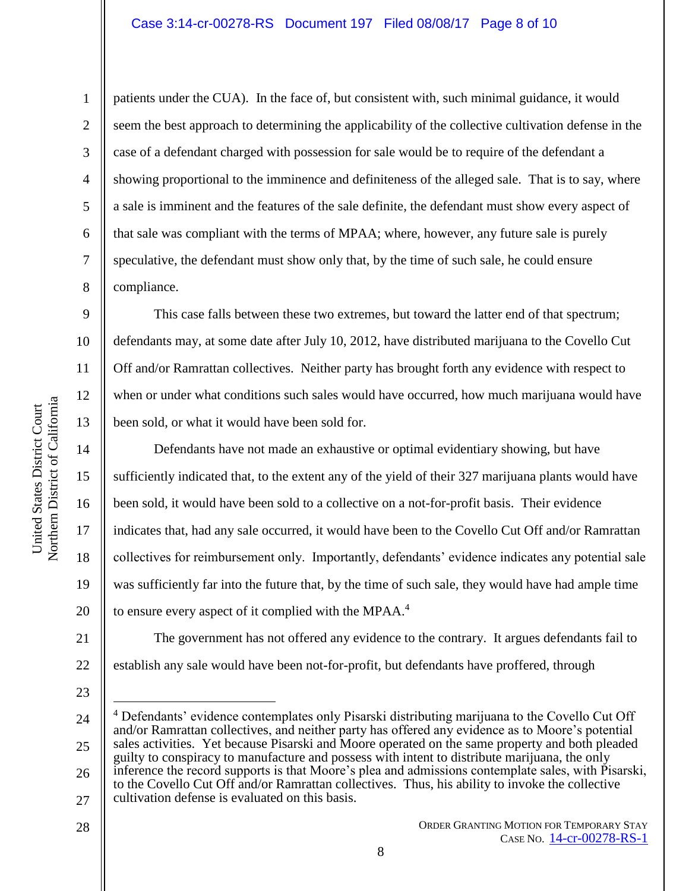patients under the CUA). In the face of, but consistent with, such minimal guidance, it would seem the best approach to determining the applicability of the collective cultivation defense in the case of a defendant charged with possession for sale would be to require of the defendant a showing proportional to the imminence and definiteness of the alleged sale. That is to say, where a sale is imminent and the features of the sale definite, the defendant must show every aspect of that sale was compliant with the terms of MPAA; where, however, any future sale is purely speculative, the defendant must show only that, by the time of such sale, he could ensure compliance.

This case falls between these two extremes, but toward the latter end of that spectrum; defendants may, at some date after July 10, 2012, have distributed marijuana to the Covello Cut Off and/or Ramrattan collectives. Neither party has brought forth any evidence with respect to when or under what conditions such sales would have occurred, how much marijuana would have been sold, or what it would have been sold for.

Defendants have not made an exhaustive or optimal evidentiary showing, but have sufficiently indicated that, to the extent any of the yield of their 327 marijuana plants would have been sold, it would have been sold to a collective on a not-for-profit basis. Their evidence indicates that, had any sale occurred, it would have been to the Covello Cut Off and/or Ramrattan collectives for reimbursement only. Importantly, defendants' evidence indicates any potential sale was sufficiently far into the future that, by the time of such sale, they would have had ample time to ensure every aspect of it complied with the MPAA.[4]

The government has not offered any evidence to the contrary. It argues defendants fail to establish any sale would have been not-for-profit, but defendants have proffered, through

[4] Defendants' evidence contemplates only Pisarski distributing marijuana to the Covello Cut Off and/or Ramrattan collectives, and neither party has offered any evidence as to Moore's potential sales activities. Yet because Pisarski and Moore operated on the same property and both pleaded guilty to conspiracy to manufacture and possess with intent to distribute marijuana, the only inference the record supports is that Moore's plea and admissions contemplate sales, with Pisarski, to the Covello Cut Off and/or Ramrattan collectives. Thus, his ability to invoke the collective cultivation defense is evaluated on this basis.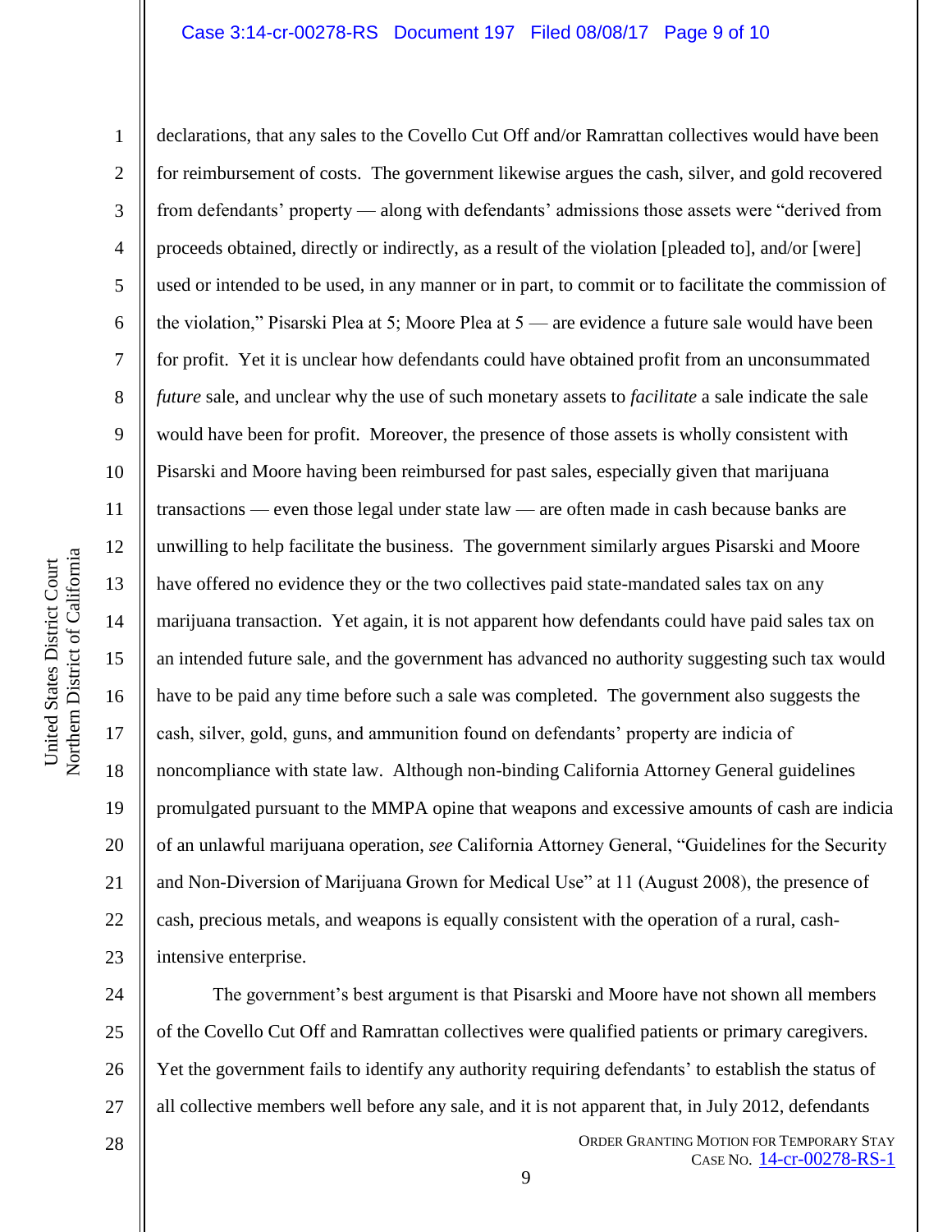declarations, that any sales to the Covello Cut Off and/or Ramrattan collectives would have been for reimbursement of costs. The government likewise argues the cash, silver, and gold recovered from defendants' property — along with defendants' admissions those assets were "derived from proceeds obtained, directly or indirectly, as a result of the violation [pleaded to], and/or [were] used or intended to be used, in any manner or in part, to commit or to facilitate the commission of the violation," Pisarski Plea at 5; Moore Plea at 5 — are evidence a future sale would have been for profit. Yet it is unclear how defendants could have obtained profit from an unconsummated *future* sale, and unclear why the use of such monetary assets to *facilitate* a sale indicate the sale would have been for profit. Moreover, the presence of those assets is wholly consistent with Pisarski and Moore having been reimbursed for past sales, especially given that marijuana transactions — even those legal under state law — are often made in cash because banks are unwilling to help facilitate the business. The government similarly argues Pisarski and Moore have offered no evidence they or the two collectives paid state-mandated sales tax on any marijuana transaction. Yet again, it is not apparent how defendants could have paid sales tax on an intended future sale, and the government has advanced no authority suggesting such tax would have to be paid any time before such a sale was completed. The government also suggests the cash, silver, gold, guns, and ammunition found on defendants' property are indicia of noncompliance with state law. Although non-binding California Attorney General guidelines promulgated pursuant to the MMPA opine that weapons and excessive amounts of cash are indicia of an unlawful marijuana operation, *see* California Attorney General, "Guidelines for the Security and Non-Diversion of Marijuana Grown for Medical Use" at 11 (August 2008), the presence of cash, precious metals, and weapons is equally consistent with the operation of a rural, cash-intensive enterprise.

The government's best argument is that Pisarski and Moore have not shown all members of the Covello Cut Off and Ramrattan collectives were qualified patients or primary caregivers. Yet the government fails to identify any authority requiring defendants' to establish the status of all collective members well before any sale, and it is not apparent that, in July 2012, defendants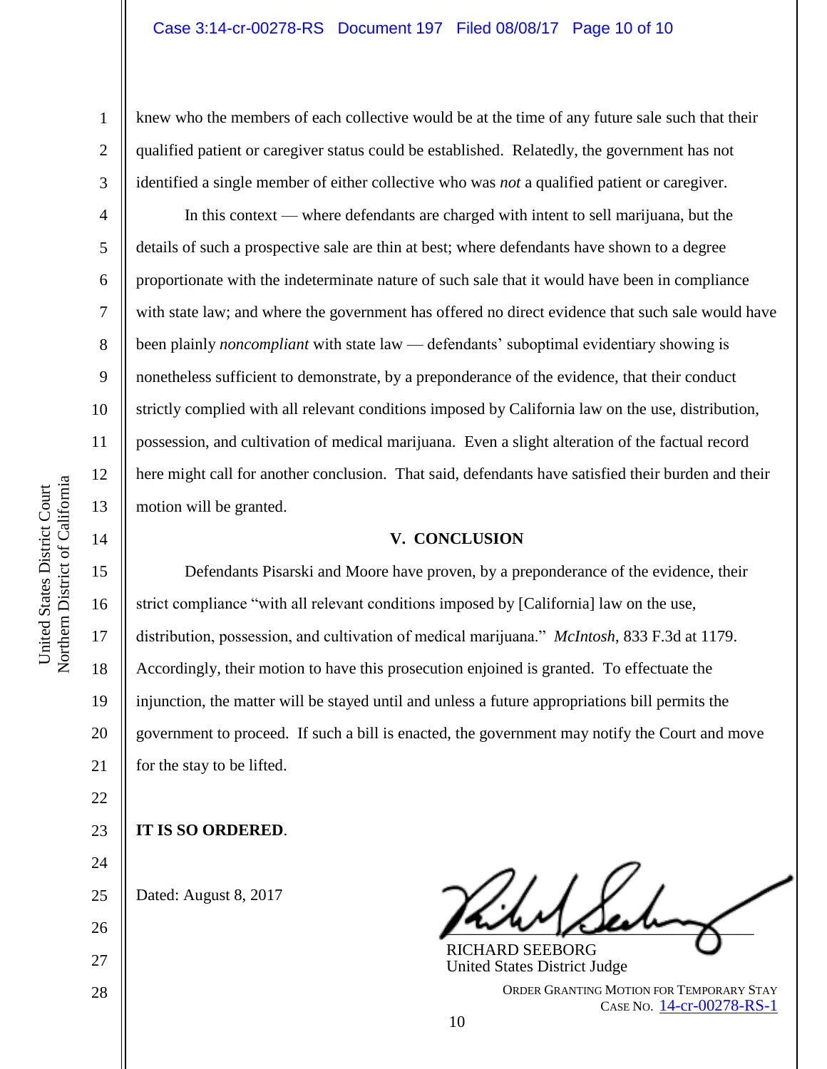knew who the members of each collective would be at the time of any future sale such that their qualified patient or caregiver status could be established. Relatedly, the government has not identified a single member of either collective who was *not* a qualified patient or caregiver.

In this context — where defendants are charged with intent to sell marijuana, but the details of such a prospective sale are thin at best; where defendants have shown to a degree proportionate with the indeterminate nature of such sale that it would have been in compliance with state law; and where the government has offered no direct evidence that such sale would have been plainly *noncompliant* with state law — defendants' suboptimal evidentiary showing is nonetheless sufficient to demonstrate, by a preponderance of the evidence, that their conduct strictly complied with all relevant conditions imposed by California law on the use, distribution, possession, and cultivation of medical marijuana. Even a slight alteration of the factual record here might call for another conclusion. That said, defendants have satisfied their burden and their motion will be granted.

## V. CONCLUSION

Defendants Pisarski and Moore have proven, by a preponderance of the evidence, their strict compliance "with all relevant conditions imposed by [California] law on the use, distribution, possession, and cultivation of medical marijuana." *McIntosh*, 833 F.3d at 1179. Accordingly, their motion to have this prosecution enjoined is granted. To effectuate the injunction, the matter will be stayed until and unless a future appropriations bill permits the government to proceed. If such a bill is enacted, the government may notify the Court and move for the stay to be lifted.

**IT IS SO ORDERED**.

Dated: August 8, 2017

RICHARD SEEBORG
United States District Judge

ORDER GRANTING MOTION FOR TEMPORARY STAY
CASE NO. 14-cr-00278-RS-1